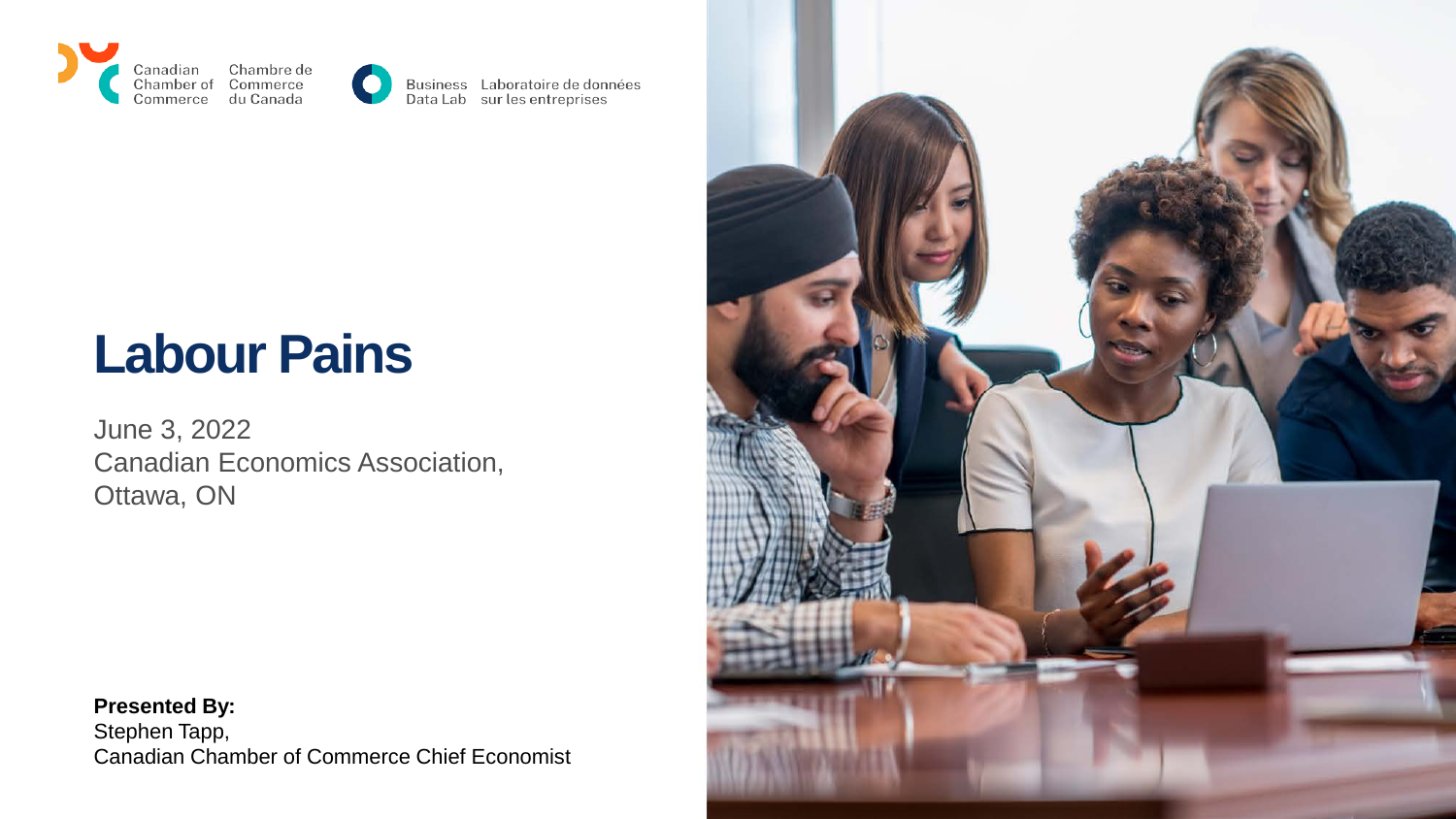Canadian Chamber of Commerce | Chambre de Commerce du Canada

Business Data Lab | Laboratoire de données sur les entreprises

# Labour Pains

June 3, 2022
Canadian Economics Association,
Ottawa, ON

**Presented By:**
Stephen Tapp,
Canadian Chamber of Commerce Chief Economist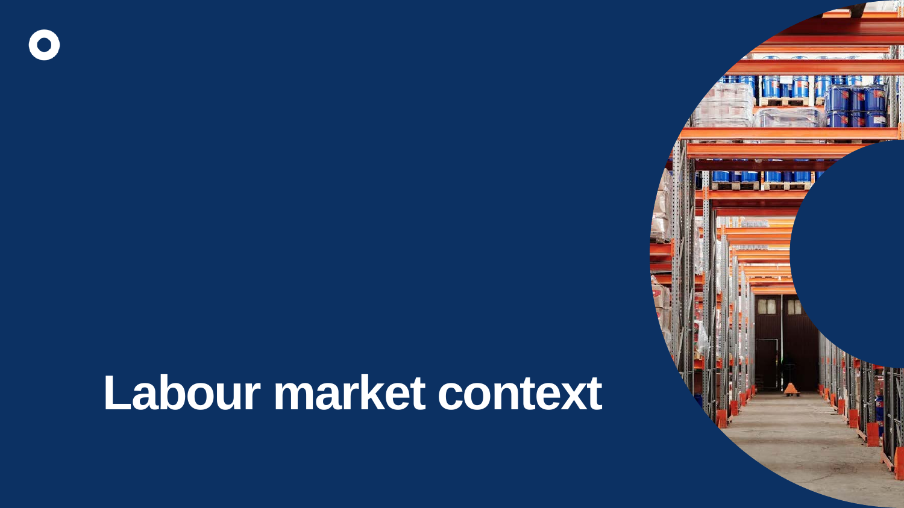# Labour market context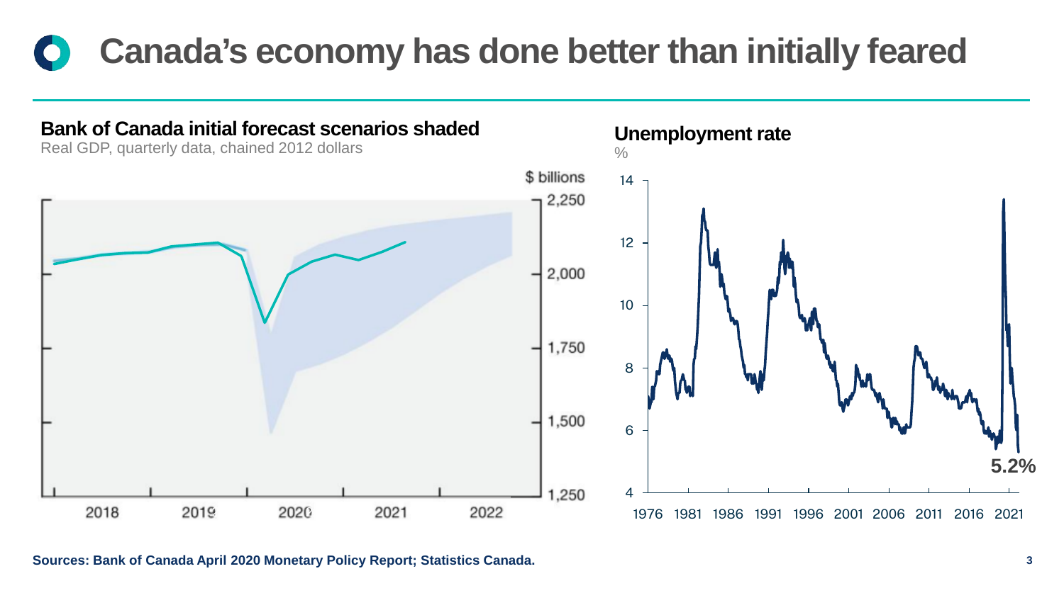# Canada's economy has done better than initially feared

**Bank of Canada initial forecast scenarios shaded**

Real GDP, quarterly data, chained 2012 dollars

$ billions

2,250
2,000
1,750
1,500
1,250

2018 2019 2020 2021 2022

**Unemployment rate**

%

14
12
10
8
6
4

1976 1981 1986 1991 1996 2001 2006 2011 2016 2021

**5.2%**

**Sources: Bank of Canada April 2020 Monetary Policy Report; Statistics Canada.**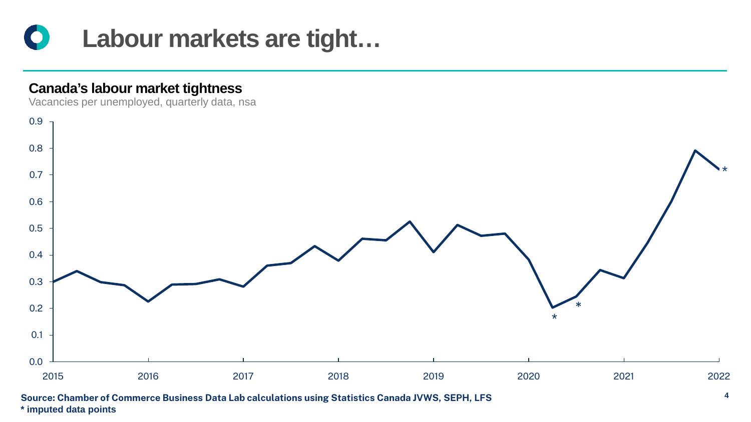# Labour markets are tight…

## Canada's labour market tightness

Vacancies per unemployed, quarterly data, nsa

Source: Chamber of Commerce Business Data Lab calculations using Statistics Canada JVWS, SEPH, LFS

* imputed data points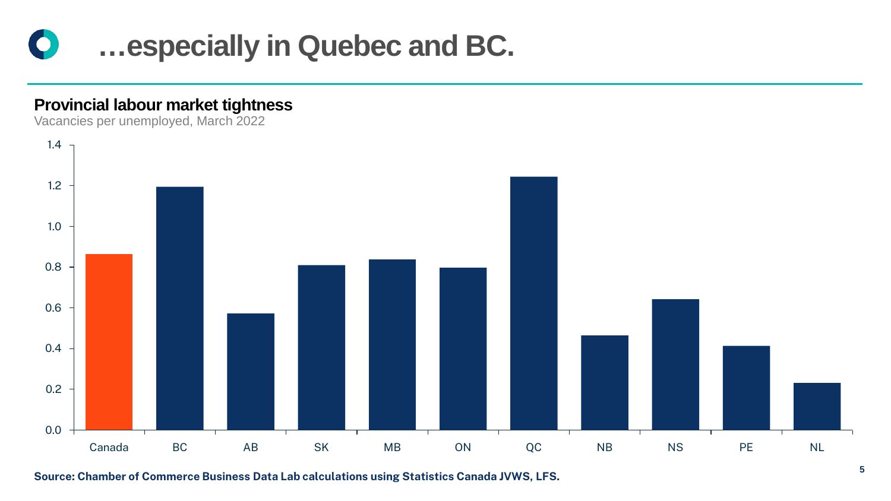# …especially in Quebec and BC.

**Provincial labour market tightness**

Vacancies per unemployed, March 2022

| Region | Vacancies per unemployed |
| --- | --- |
| Canada | 0.86 |
| BC | 1.19 |
| AB | 0.57 |
| SK | 0.81 |
| MB | 0.84 |
| ON | 0.80 |
| QC | 1.24 |
| NB | 0.46 |
| NS | 0.64 |
| PE | 0.41 |
| NL | 0.23 |

**Source: Chamber of Commerce Business Data Lab calculations using Statistics Canada JVWS, LFS.**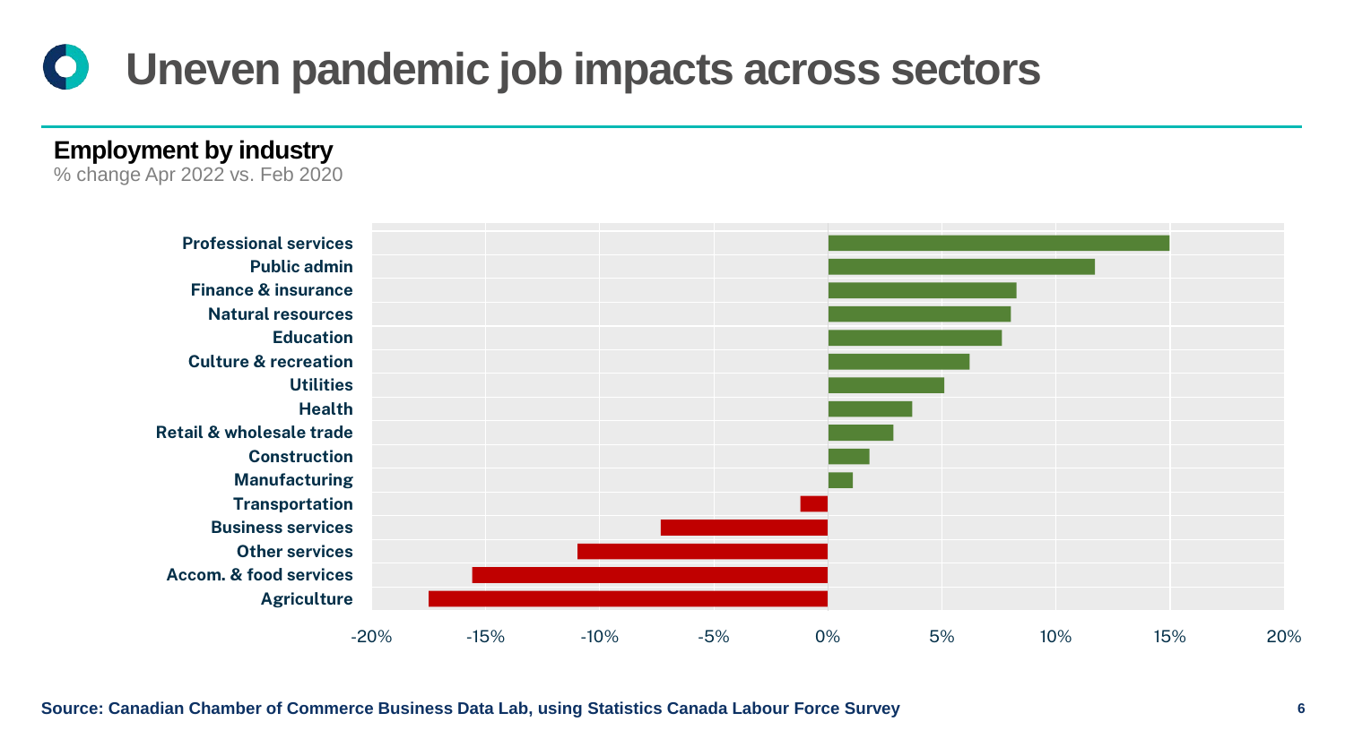# Uneven pandemic job impacts across sectors

**Employment by industry**

% change Apr 2022 vs. Feb 2020

Professional services
Public admin
Finance & insurance
Natural resources
Education
Culture & recreation
Utilities
Health
Retail & wholesale trade
Construction
Manufacturing
Transportation
Business services
Other services
Accom. & food services
Agriculture

-20% -15% -10% -5% 0% 5% 10% 15% 20%

**Source: Canadian Chamber of Commerce Business Data Lab, using Statistics Canada Labour Force Survey**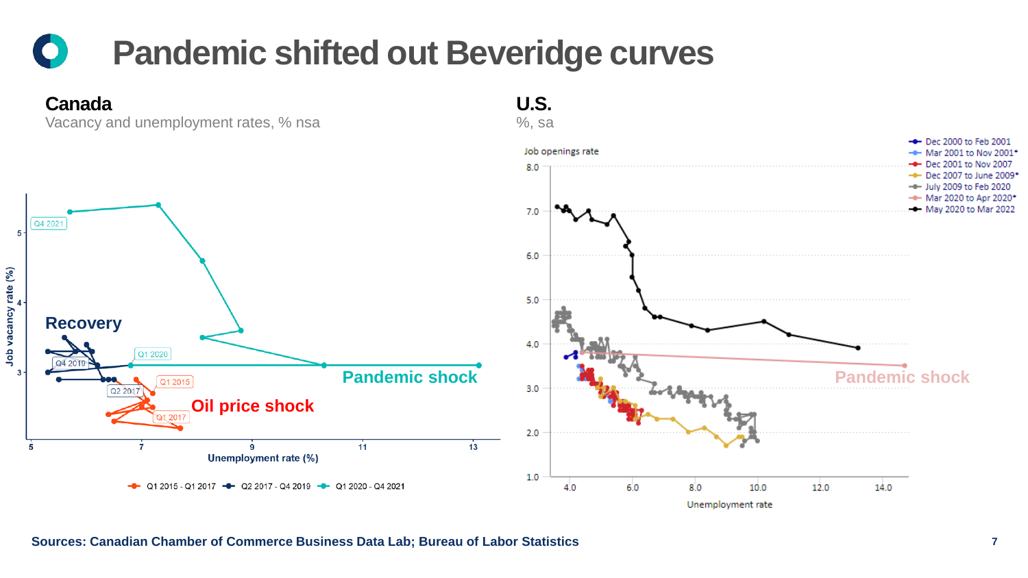# Pandemic shifted out Beveridge curves

## Canada

Vacancy and unemployment rates, % nsa

Job vacancy rate (%)

Unemployment rate (%)

Recovery

Pandemic shock

Oil price shock

Q4 2021, Q1 2020, Q4 2019, Q2 2017, Q1 2015, Q1 2017

Q1 2015 - Q1 2017 | Q2 2017 - Q4 2019 | Q1 2020 - Q4 2021

## U.S.

%, sa

Job openings rate

Unemployment rate

Pandemic shock

- Dec 2000 to Feb 2001
- Mar 2001 to Nov 2001*
- Dec 2001 to Nov 2007
- Dec 2007 to June 2009*
- July 2009 to Feb 2020
- Mar 2020 to Apr 2020*
- May 2020 to Mar 2022

**Sources: Canadian Chamber of Commerce Business Data Lab; Bureau of Labor Statistics**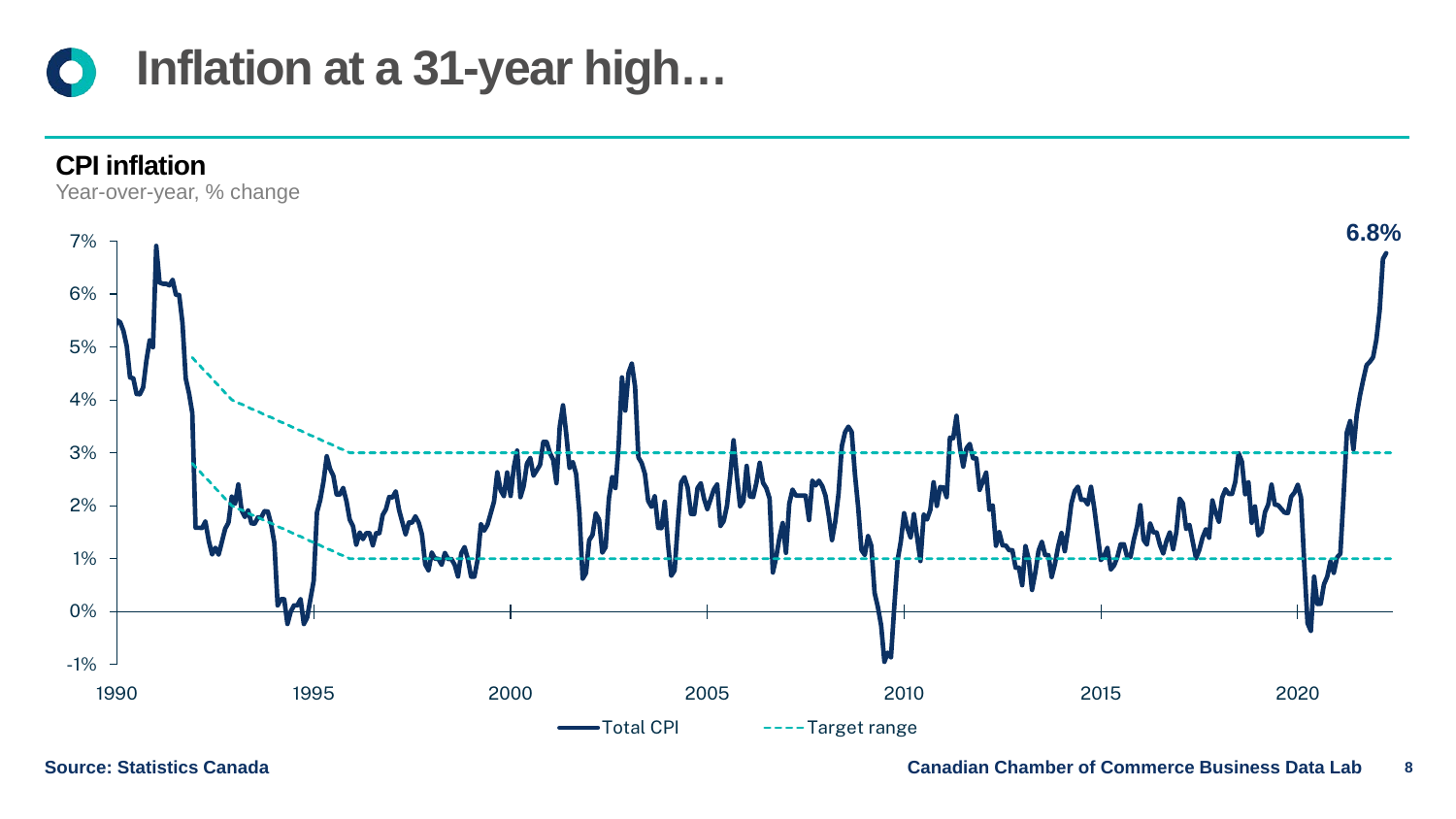# Inflation at a 31-year high…

**CPI inflation**

Year-over-year, % change

Source: Statistics Canada

Canadian Chamber of Commerce Business Data Lab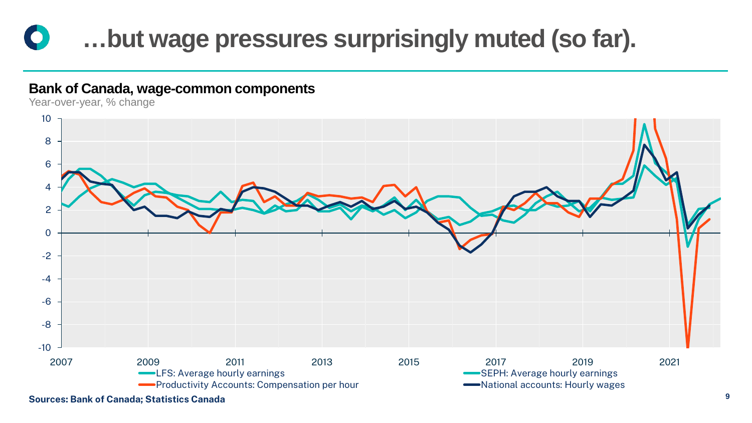# …but wage pressures surprisingly muted (so far).

**Bank of Canada, wage-common components**

Year-over-year, % change

- LFS: Average hourly earnings
- SEPH: Average hourly earnings
- Productivity Accounts: Compensation per hour
- National accounts: Hourly wages

**Sources: Bank of Canada; Statistics Canada**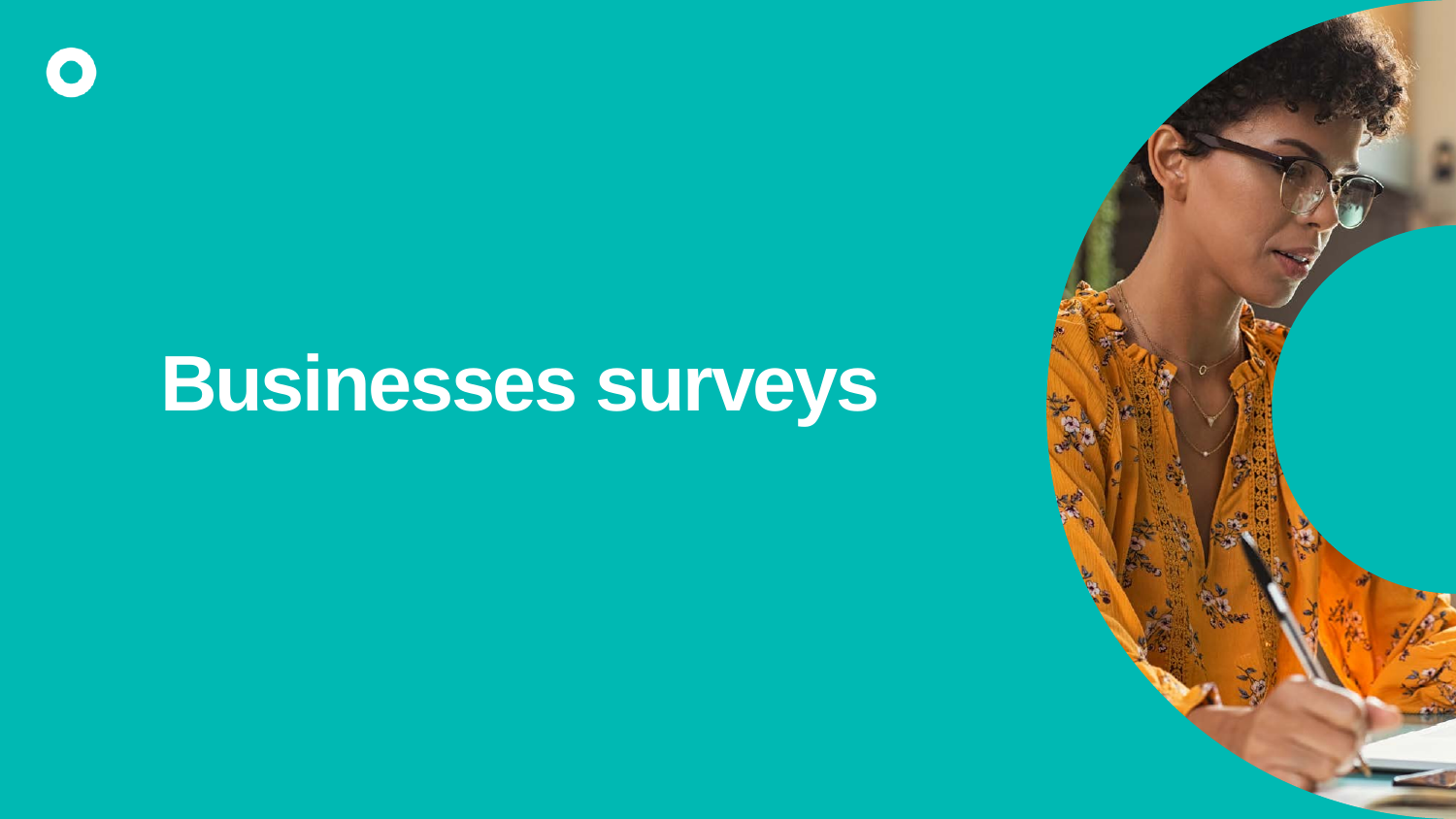# Businesses surveys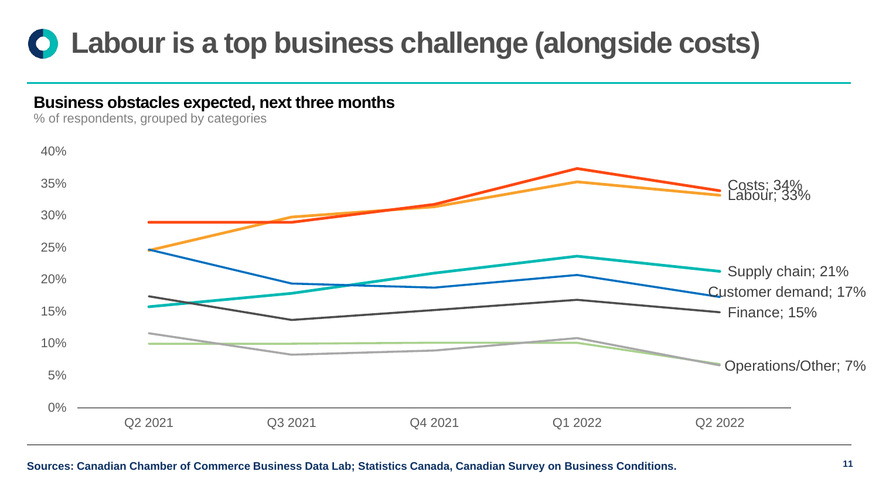# Labour is a top business challenge (alongside costs)

**Business obstacles expected, next three months**

% of respondents, grouped by categories

Costs; 34%
Labour; 33%
Supply chain; 21%
Customer demand; 17%
Finance; 15%
Operations/Other; 7%

**Sources: Canadian Chamber of Commerce Business Data Lab; Statistics Canada, Canadian Survey on Business Conditions.**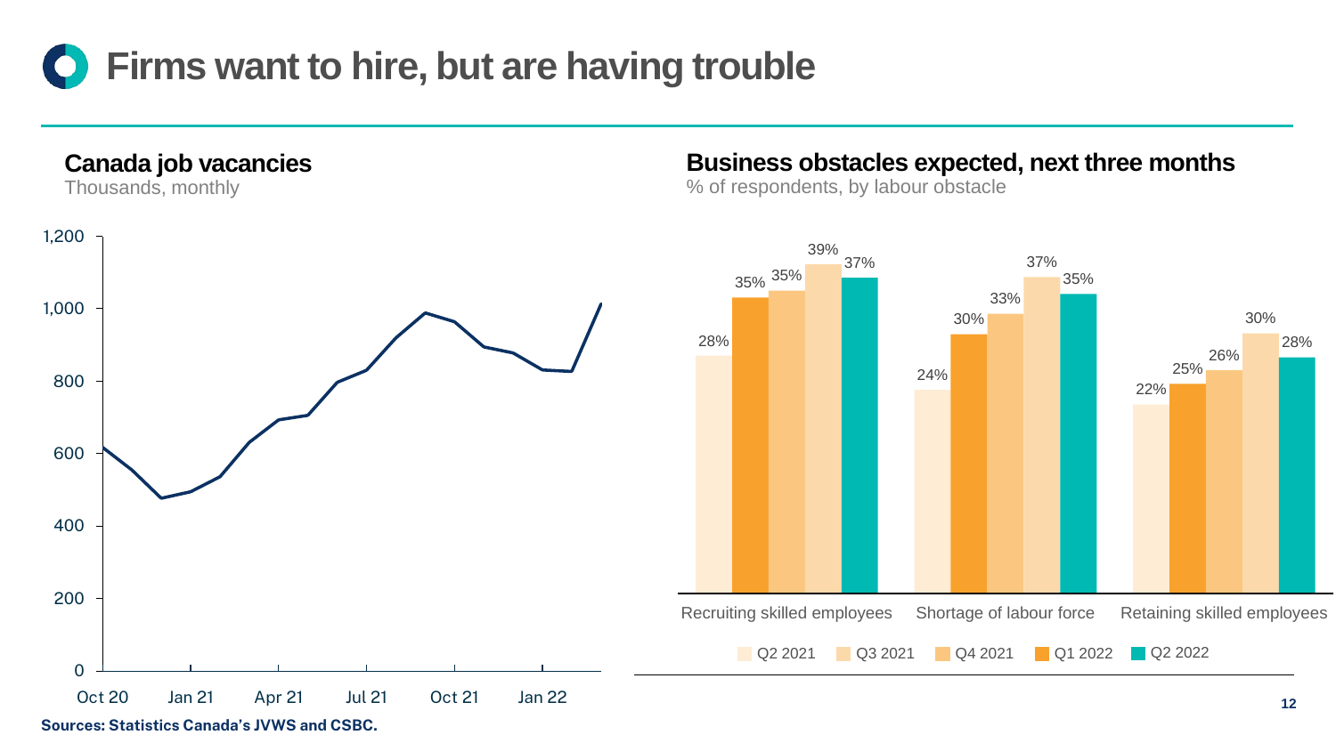# Firms want to hire, but are having trouble

## Canada job vacancies

Thousands, monthly

## Business obstacles expected, next three months

% of respondents, by labour obstacle

| | Q2 2021 | Q3 2021 | Q4 2021 | Q1 2022 | Q2 2022 |
|---|---|---|---|---|---|
| Recruiting skilled employees | 28% | 35% | 35% | 39% | 37% |
| Shortage of labour force | 24% | 30% | 33% | 37% | 35% |
| Retaining skilled employees | 22% | 25% | 26% | 30% | 28% |

**Sources: Statistics Canada's JVWS and CSBC.**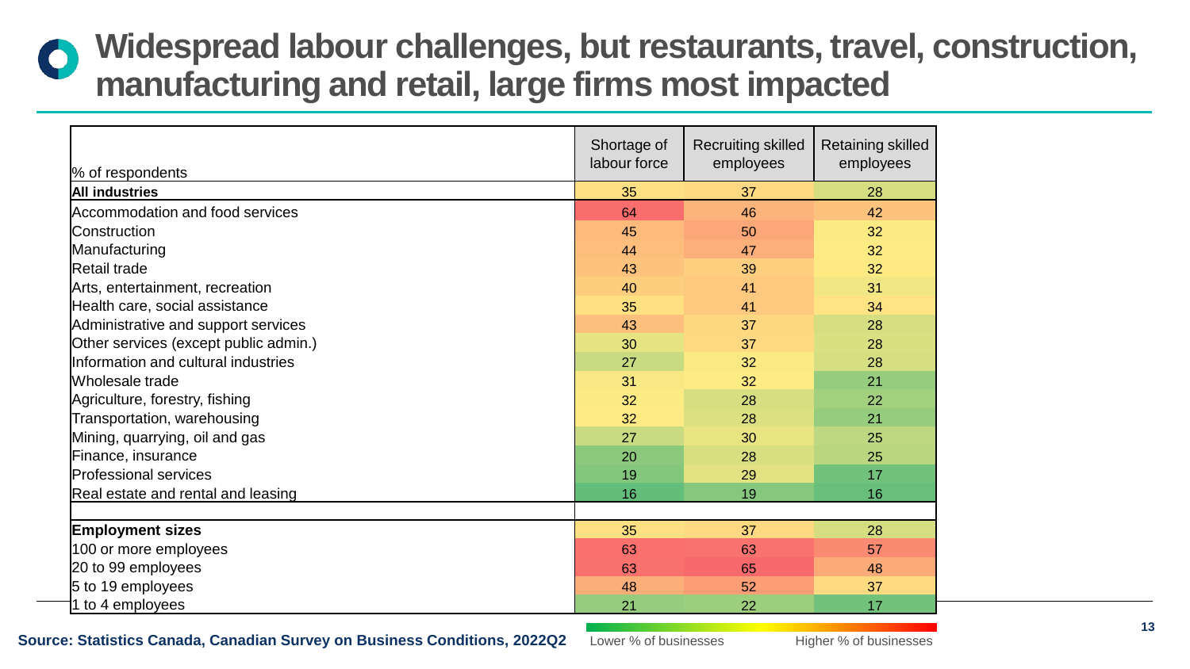# Widespread labour challenges, but restaurants, travel, construction, manufacturing and retail, large firms most impacted

| % of respondents | Shortage of labour force | Recruiting skilled employees | Retaining skilled employees |
|---|---|---|---|
| **All industries** | 35 | 37 | 28 |
| Accommodation and food services | 64 | 46 | 42 |
| Construction | 45 | 50 | 32 |
| Manufacturing | 44 | 47 | 32 |
| Retail trade | 43 | 39 | 32 |
| Arts, entertainment, recreation | 40 | 41 | 31 |
| Health care, social assistance | 35 | 41 | 34 |
| Administrative and support services | 43 | 37 | 28 |
| Other services (except public admin.) | 30 | 37 | 28 |
| Information and cultural industries | 27 | 32 | 28 |
| Wholesale trade | 31 | 32 | 21 |
| Agriculture, forestry, fishing | 32 | 28 | 22 |
| Transportation, warehousing | 32 | 28 | 21 |
| Mining, quarrying, oil and gas | 27 | 30 | 25 |
| Finance, insurance | 20 | 28 | 25 |
| Professional services | 19 | 29 | 17 |
| Real estate and rental and leasing | 16 | 19 | 16 |
| | | | |
| **Employment sizes** | 35 | 37 | 28 |
| 100 or more employees | 63 | 63 | 57 |
| 20 to 99 employees | 63 | 65 | 48 |
| 5 to 19 employees | 48 | 52 | 37 |
| 1 to 4 employees | 21 | 22 | 17 |

Lower % of businesses — Higher % of businesses

**Source: Statistics Canada, Canadian Survey on Business Conditions, 2022Q2**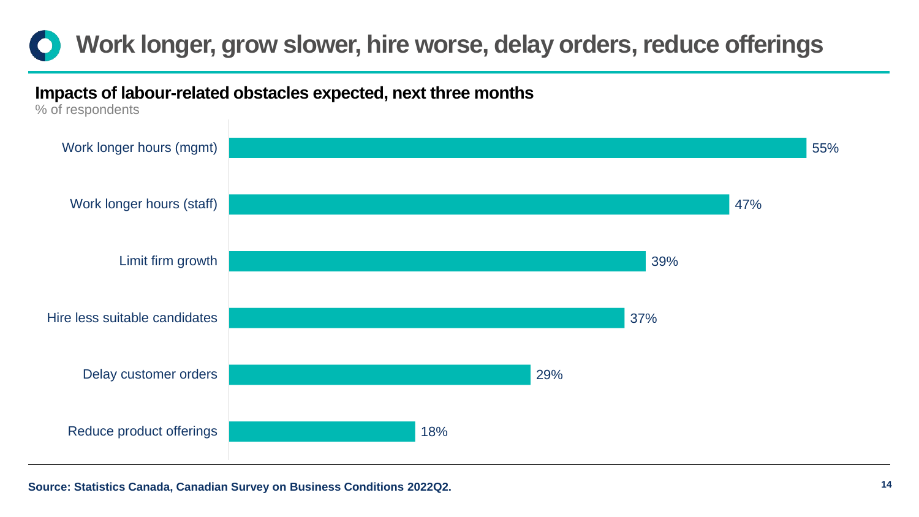# Work longer, grow slower, hire worse, delay orders, reduce offerings

**Impacts of labour-related obstacles expected, next three months**

% of respondents

| Impact | % of respondents |
|---|---|
| Work longer hours (mgmt) | 55% |
| Work longer hours (staff) | 47% |
| Limit firm growth | 39% |
| Hire less suitable candidates | 37% |
| Delay customer orders | 29% |
| Reduce product offerings | 18% |

**Source: Statistics Canada, Canadian Survey on Business Conditions 2022Q2.**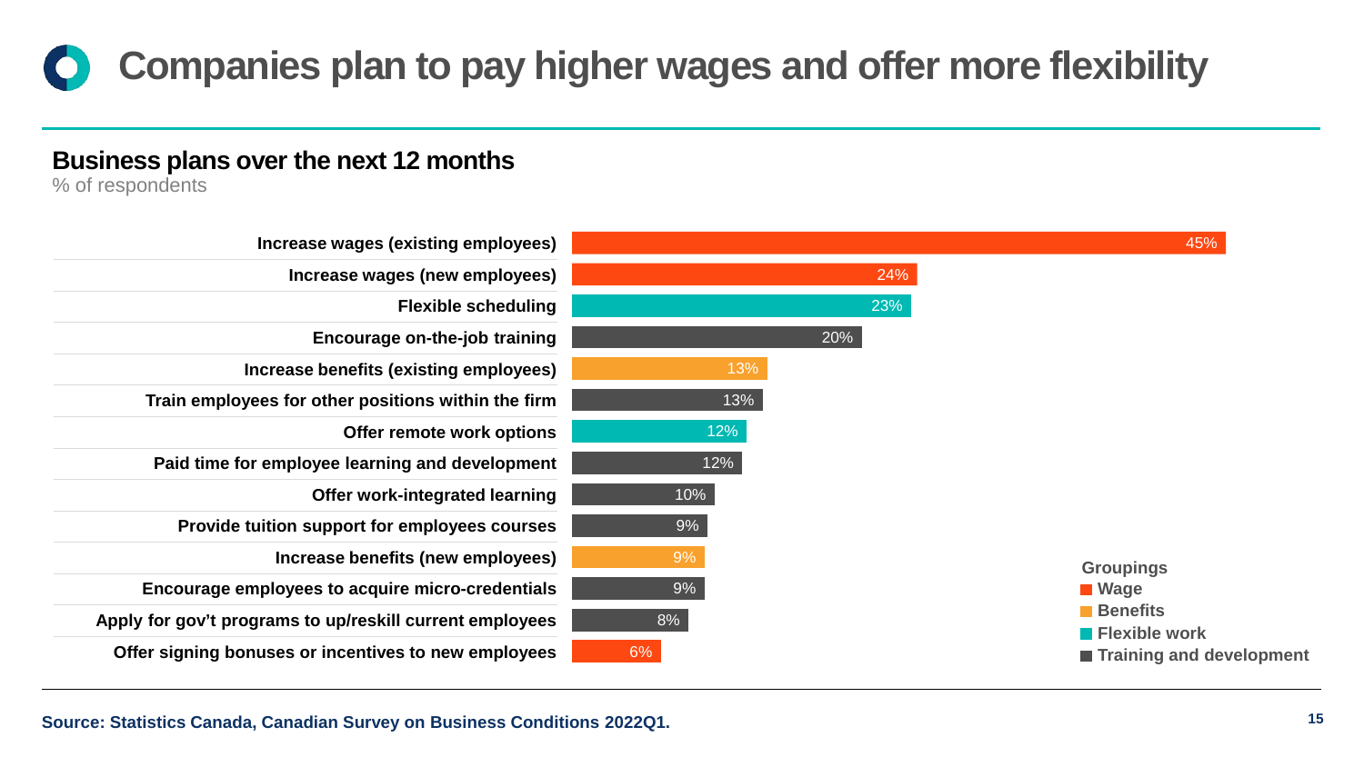# Companies plan to pay higher wages and offer more flexibility

## Business plans over the next 12 months

% of respondents

| Business plan | Grouping | % of respondents |
|---|---|---|
| Increase wages (existing employees) | Wage | 45% |
| Increase wages (new employees) | Wage | 24% |
| Flexible scheduling | Flexible work | 23% |
| Encourage on-the-job training | Training and development | 20% |
| Increase benefits (existing employees) | Benefits | 13% |
| Train employees for other positions within the firm | Training and development | 13% |
| Offer remote work options | Flexible work | 12% |
| Paid time for employee learning and development | Training and development | 12% |
| Offer work-integrated learning | Training and development | 10% |
| Provide tuition support for employees courses | Training and development | 9% |
| Increase benefits (new employees) | Benefits | 9% |
| Encourage employees to acquire micro-credentials | Training and development | 9% |
| Apply for gov't programs to up/reskill current employees | Training and development | 8% |
| Offer signing bonuses or incentives to new employees | Wage | 6% |

Groupings: Wage, Benefits, Flexible work, Training and development

**Source: Statistics Canada, Canadian Survey on Business Conditions 2022Q1.**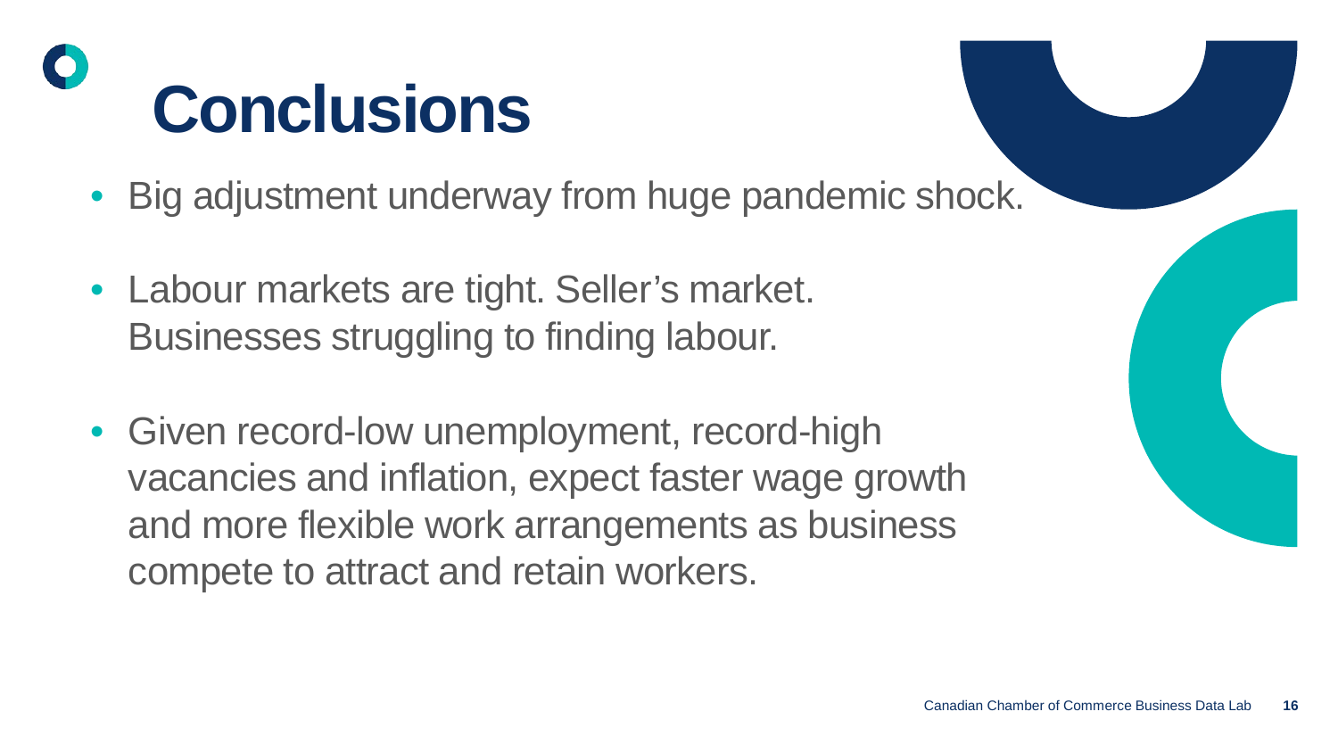# Conclusions

- Big adjustment underway from huge pandemic shock.
- Labour markets are tight. Seller's market. Businesses struggling to finding labour.
- Given record-low unemployment, record-high vacancies and inflation, expect faster wage growth and more flexible work arrangements as business compete to attract and retain workers.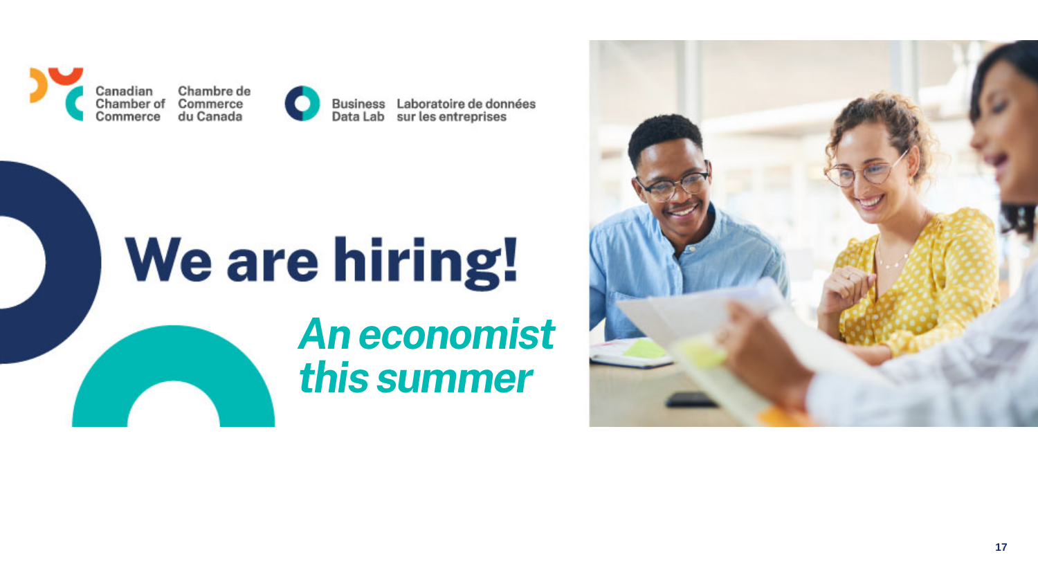Canadian Chamber of Commerce | Chambre de Commerce du Canada

Business Data Lab | Laboratoire de données sur les entreprises

# We are hiring!

## *An economist this summer*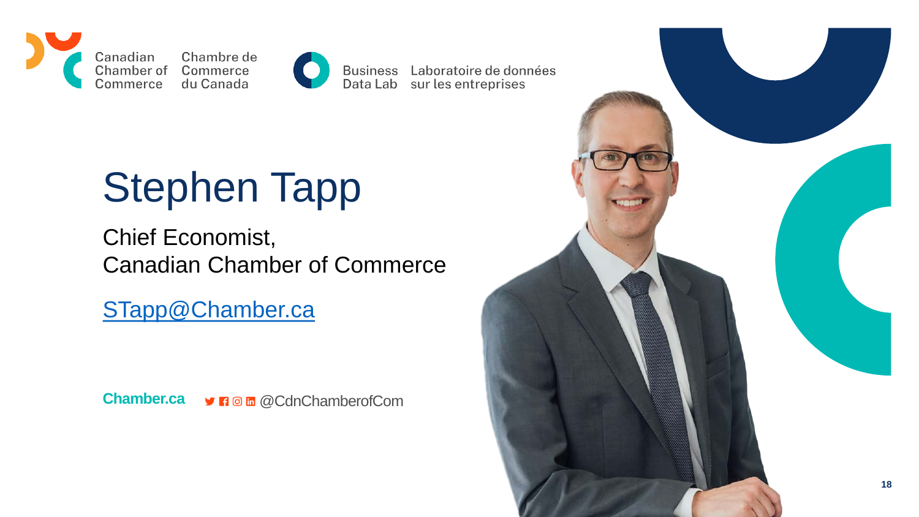Canadian Chamber of Commerce | Chambre de Commerce du Canada

Business Data Lab | Laboratoire de données sur les entreprises

# Stephen Tapp

Chief Economist,
Canadian Chamber of Commerce

STapp@Chamber.ca

**Chamber.ca** @CdnChamberofCom